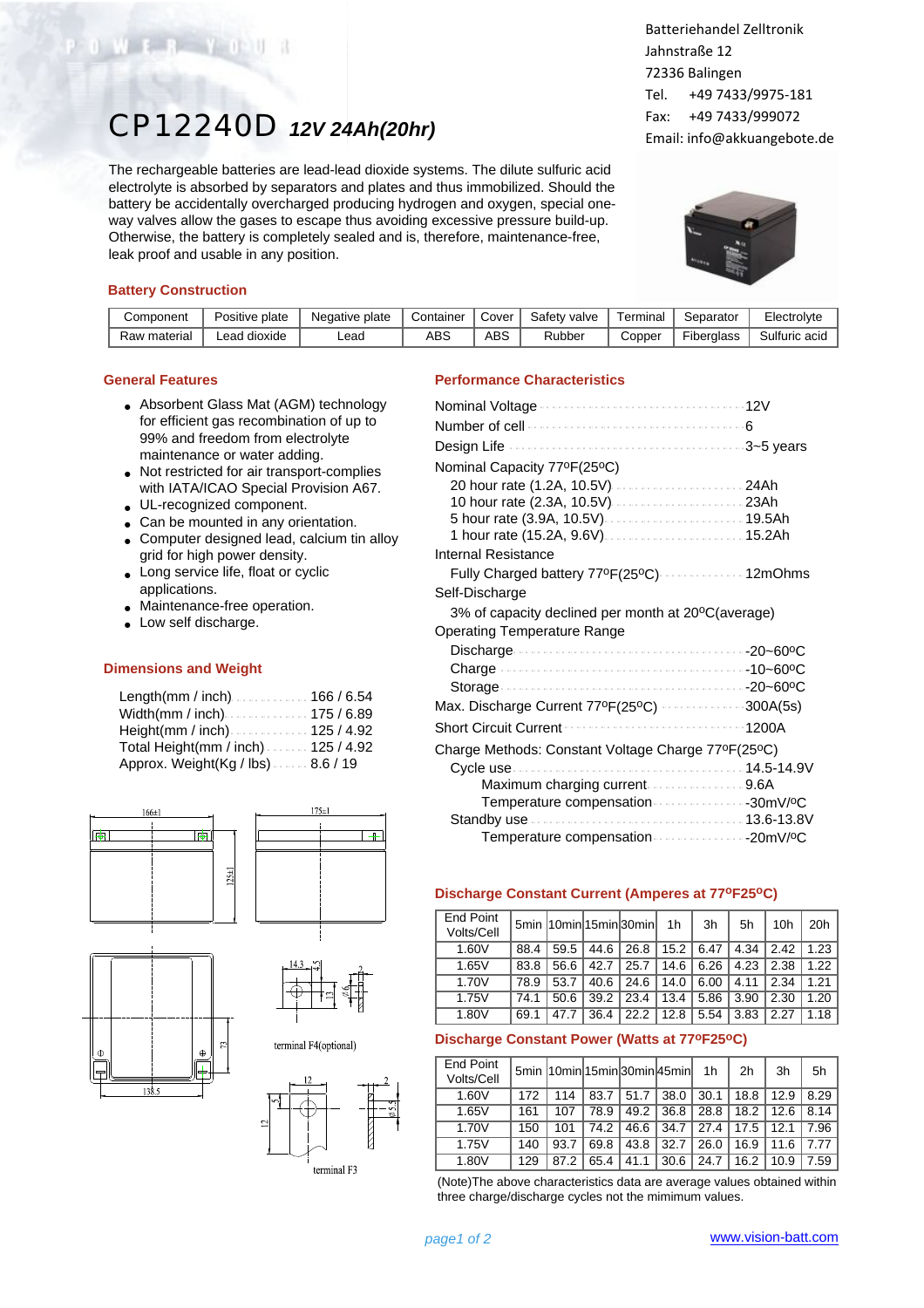Batteriehandel Zelltronik
Jahnstraße 12
72336 Balingen
Tel. +49 7433/9975-181
Fax: +49 7433/999072
Email: info@akkuangebote.de

# CP12240D *12V 24Ah(20hr)*

The rechargeable batteries are lead-lead dioxide systems. The dilute sulfuric acid electrolyte is absorbed by separators and plates and thus immobilized. Should the battery be accidentally overcharged producing hydrogen and oxygen, special one-way valves allow the gases to escape thus avoiding excessive pressure build-up. Otherwise, the battery is completely sealed and is, therefore, maintenance-free, leak proof and usable in any position.

## Battery Construction

| Component | Positive plate | Negative plate | Container | Cover | Safety valve | Terminal | Separator | Electrolyte |
|---|---|---|---|---|---|---|---|---|
| Raw material | Lead dioxide | Lead | ABS | ABS | Rubber | Copper | Fiberglass | Sulfuric acid |

## General Features

- Absorbent Glass Mat (AGM) technology for efficient gas recombination of up to 99% and freedom from electrolyte maintenance or water adding.
- Not restricted for air transport-complies with IATA/ICAO Special Provision A67.
- UL-recognized component.
- Can be mounted in any orientation.
- Computer designed lead, calcium tin alloy grid for high power density.
- Long service life, float or cyclic applications.
- Maintenance-free operation.
- Low self discharge.

## Dimensions and Weight

| | |
|---|---|
| Length(mm / inch) | 166 / 6.54 |
| Width(mm / inch) | 175 / 6.89 |
| Height(mm / inch) | 125 / 4.92 |
| Total Height(mm / inch) | 125 / 4.92 |
| Approx. Weight(Kg / lbs) | 8.6 / 19 |

166±1 175±1 125±1 73 138.5 14.3 terminal F4(optional) 12 terminal F3

## Performance Characteristics

| | |
|---|---|
| Nominal Voltage | 12V |
| Number of cell | 6 |
| Design Life | 3~5 years |
| Nominal Capacity 77ºF(25ºC) | |
| 20 hour rate (1.2A, 10.5V) | 24Ah |
| 10 hour rate (2.3A, 10.5V) | 23Ah |
| 5 hour rate (3.9A, 10.5V) | 19.5Ah |
| 1 hour rate (15.2A, 9.6V) | 15.2Ah |
| Internal Resistance | |
| Fully Charged battery 77ºF(25ºC) | 12mOhms |
| Self-Discharge | |
| 3% of capacity declined per month at 20ºC(average) | |
| Operating Temperature Range | |
| Discharge | -20~60ºC |
| Charge | -10~60ºC |
| Storage | -20~60ºC |
| Max. Discharge Current 77ºF(25ºC) | 300A(5s) |
| Short Circuit Current | 1200A |
| Charge Methods: Constant Voltage Charge 77ºF(25ºC) | |
| Cycle use | 14.5-14.9V |
| Maximum charging current | 9.6A |
| Temperature compensation | -30mV/ºC |
| Standby use | 13.6-13.8V |
| Temperature compensation | -20mV/ºC |

## Discharge Constant Current (Amperes at 77ºF25ºC)

| End Point Volts/Cell | 5min | 10min | 15min | 30min | 1h | 3h | 5h | 10h | 20h |
|---|---|---|---|---|---|---|---|---|---|
| 1.60V | 88.4 | 59.5 | 44.6 | 26.8 | 15.2 | 6.47 | 4.34 | 2.42 | 1.23 |
| 1.65V | 83.8 | 56.6 | 42.7 | 25.7 | 14.6 | 6.26 | 4.23 | 2.38 | 1.22 |
| 1.70V | 78.9 | 53.7 | 40.6 | 24.6 | 14.0 | 6.00 | 4.11 | 2.34 | 1.21 |
| 1.75V | 74.1 | 50.6 | 39.2 | 23.4 | 13.4 | 5.86 | 3.90 | 2.30 | 1.20 |
| 1.80V | 69.1 | 47.7 | 36.4 | 22.2 | 12.8 | 5.54 | 3.83 | 2.27 | 1.18 |

## Discharge Constant Power (Watts at 77ºF25ºC)

| End Point Volts/Cell | 5min | 10min | 15min | 30min | 45min | 1h | 2h | 3h | 5h |
|---|---|---|---|---|---|---|---|---|---|
| 1.60V | 172 | 114 | 83.7 | 51.7 | 38.0 | 30.1 | 18.8 | 12.9 | 8.29 |
| 1.65V | 161 | 107 | 78.9 | 49.2 | 36.8 | 28.8 | 18.2 | 12.6 | 8.14 |
| 1.70V | 150 | 101 | 74.2 | 46.6 | 34.7 | 27.4 | 17.5 | 12.1 | 7.96 |
| 1.75V | 140 | 93.7 | 69.8 | 43.8 | 32.7 | 26.0 | 16.9 | 11.6 | 7.77 |
| 1.80V | 129 | 87.2 | 65.4 | 41.1 | 30.6 | 24.7 | 16.2 | 10.9 | 7.59 |

(Note)The above characteristics data are average values obtained within three charge/discharge cycles not the mimimum values.

www.vision-batt.com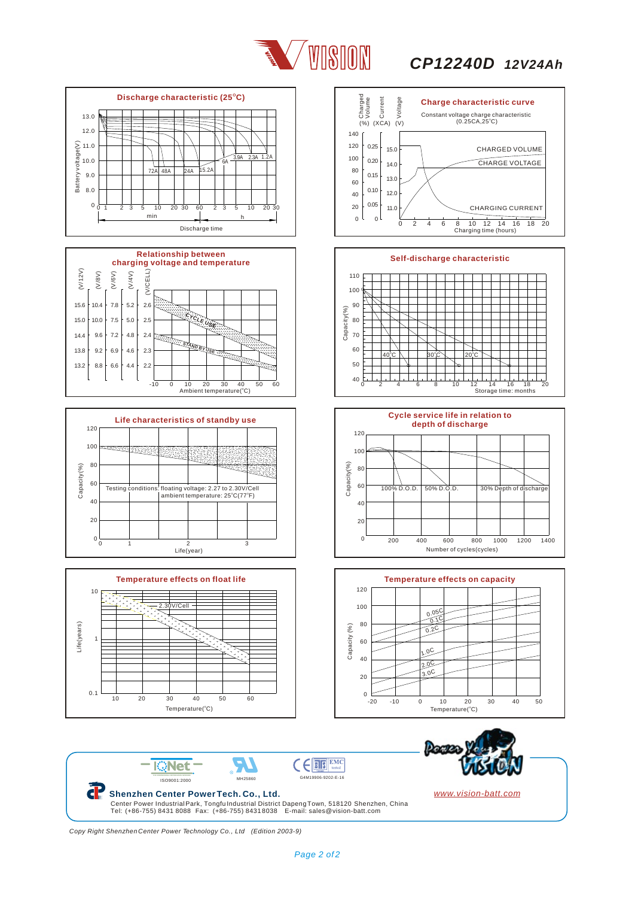# CP12240D 12V24Ah

## Discharge characteristic (25°C)

Battery voltage(V)

13.0
12.0
11.0
10.0
9.0
8.0
0

72A 48A 24A 15.2A 6A 3.9A 2.3A 1.2A

0 1 2 3 5 10 20 30 60 2 3 5 10 20 30

min h

Discharge time

## Charge characteristic curve

Constant voltage charge characteristic (0.25CA,25°C)

Charged Volume (%) Current (XCA) Voltage (V)

140 120 100 80 60 40 20 0

0.25 0.20 0.15 0.10 0.05 0

15.0 14.0 13.0 12.0 11.0

CHARGED VOLUME

CHARGE VOLTAGE

CHARGING CURRENT

0 2 4 6 8 10 12 14 16 18 20

Charging time (hours)

## Relationship between charging voltage and temperature

(V/12V) (V/8V) (V/6V) (V/4V) (V/CELL)

15.6 10.4 7.8 5.2 2.6
15.0 10.0 7.5 5.0 2.5
14.4 9.6 7.2 4.8 2.4
13.8 9.2 6.9 4.6 2.3
13.2 8.8 6.6 4.4 2.2

CYCLE USE

STAND BY USE

-10 0 10 20 30 40 50 60

Ambient temperature(°C)

## Self-discharge characteristic

Capacity(%)

110 100 90 80 70 60 50 40

40°C 30°C 20°C

0 2 4 6 8 10 12 14 16 18 20

Storage time: months

## Life characteristics of standby use

Capacity(%)

120 100 80 60 40 20 0

Testing conditions: floating voltage: 2.27 to 2.30V/Cell
ambient temperature: 25°C(77°F)

0 1 2 3

Life(year)

## Cycle service life in relation to depth of discharge

Capacity(%)

120 100 80 60 40 20 0

100% D.O.D. 50% D.O.D. 30% Depth of discharge

200 400 600 800 1000 1200 1400

Number of cycles(cycles)

## Temperature effects on float life

Life(years)

10 1 0.1

2.30V/Cell

10 20 30 40 50 60

Temperature(°C)

## Temperature effects on capacity

Capacity (%)

120 100 80 60 40 20 0

0.05C 0.1C 0.2C 1.0C 2.0C 3.0C

-20 -10 0 10 20 30 40 50

Temperature(°C)

IQNet ISO9001:2000 MH25860 G4M19906-9202-E-16

**Shenzhen Center Power Tech. Co., Ltd.**

Center Power Industrial Park, Tongfu Industrial District Dapeng Town, 518120 Shenzhen, China
Tel: (+86-755) 8431 8088 Fax: (+86-755) 8431 8038 E-mail: sales@vision-batt.com

*www.vision-batt.com*

*Copy Right Shenzhen Center Power Technology Co., Ltd (Edition 2003-9)*